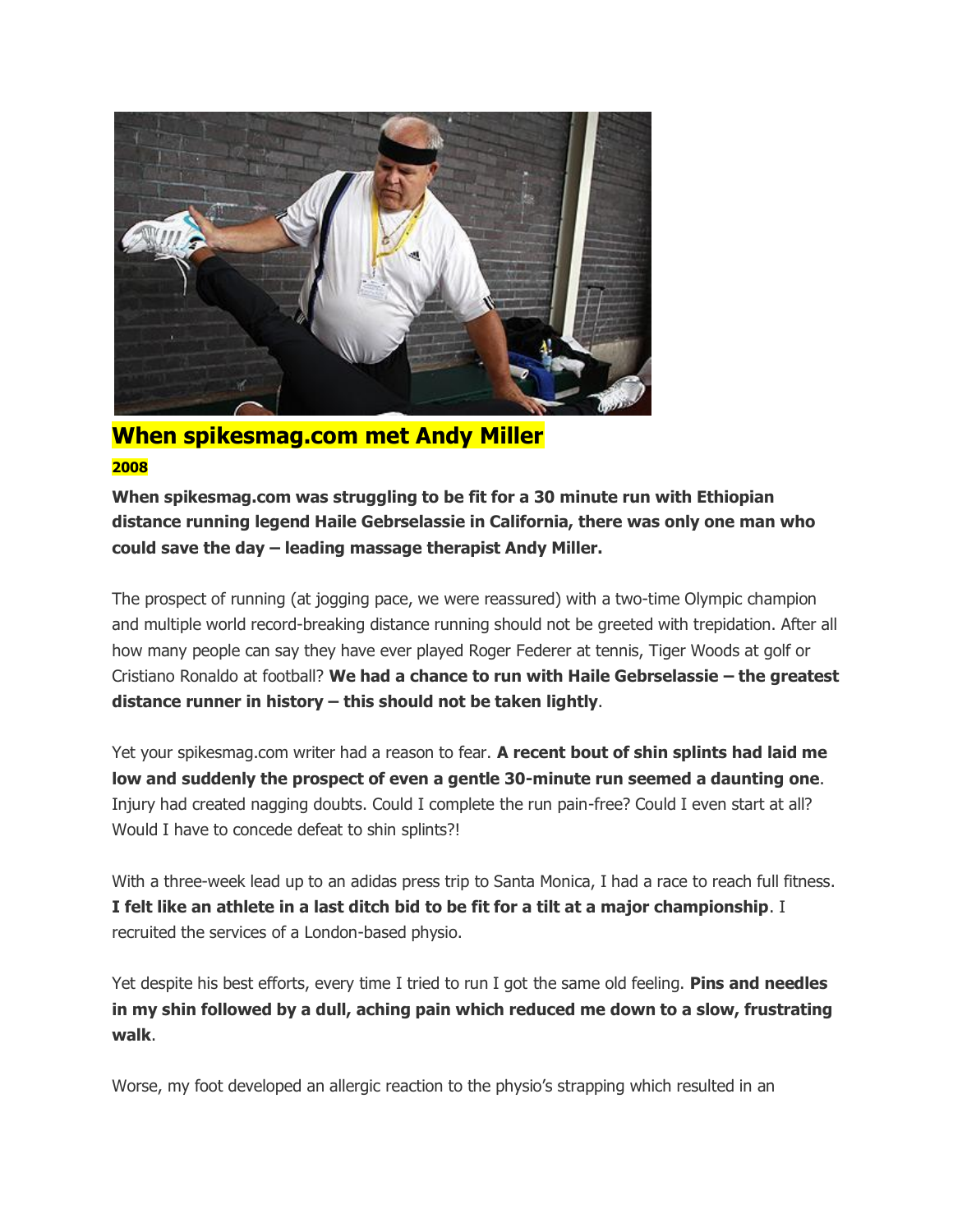# When spikesmag.com met Andy Miller

**2008**

**When spikesmag.com was struggling to be fit for a 30 minute run with Ethiopian distance running legend Haile Gebrselassie in California, there was only one man who could save the day – leading massage therapist Andy Miller.**

The prospect of running (at jogging pace, we were reassured) with a two-time Olympic champion and multiple world record-breaking distance running should not be greeted with trepidation. After all how many people can say they have ever played Roger Federer at tennis, Tiger Woods at golf or Cristiano Ronaldo at football? **We had a chance to run with Haile Gebrselassie – the greatest distance runner in history – this should not be taken lightly**.

Yet your spikesmag.com writer had a reason to fear. **A recent bout of shin splints had laid me low and suddenly the prospect of even a gentle 30-minute run seemed a daunting one**. Injury had created nagging doubts. Could I complete the run pain-free? Could I even start at all? Would I have to concede defeat to shin splints?!

With a three-week lead up to an adidas press trip to Santa Monica, I had a race to reach full fitness. **I felt like an athlete in a last ditch bid to be fit for a tilt at a major championship**. I recruited the services of a London-based physio.

Yet despite his best efforts, every time I tried to run I got the same old feeling. **Pins and needles in my shin followed by a dull, aching pain which reduced me down to a slow, frustrating walk**.

Worse, my foot developed an allergic reaction to the physio's strapping which resulted in an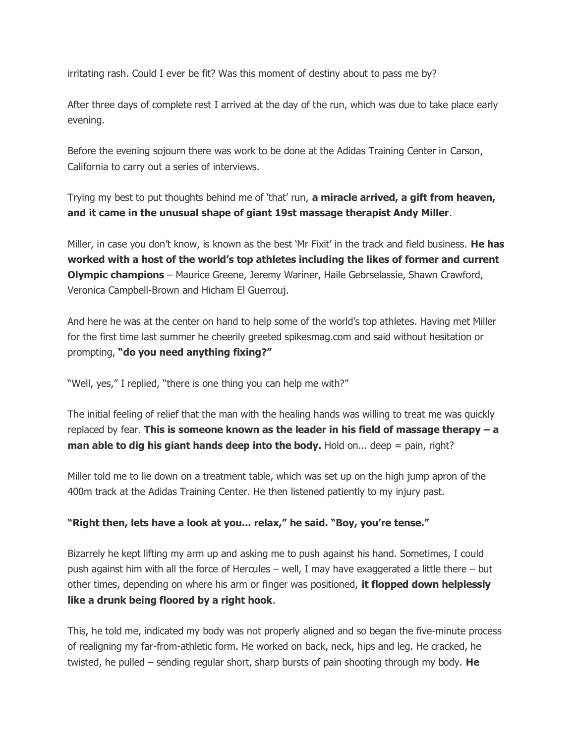irritating rash. Could I ever be fit? Was this moment of destiny about to pass me by?

After three days of complete rest I arrived at the day of the run, which was due to take place early evening.

Before the evening sojourn there was work to be done at the Adidas Training Center in Carson, California to carry out a series of interviews.

Trying my best to put thoughts behind me of 'that' run, **a miracle arrived, a gift from heaven, and it came in the unusual shape of giant 19st massage therapist Andy Miller**.

Miller, in case you don't know, is known as the best 'Mr Fixit' in the track and field business. **He has worked with a host of the world's top athletes including the likes of former and current Olympic champions** – Maurice Greene, Jeremy Wariner, Haile Gebrselassie, Shawn Crawford, Veronica Campbell-Brown and Hicham El Guerrouj.

And here he was at the center on hand to help some of the world's top athletes. Having met Miller for the first time last summer he cheerily greeted spikesmag.com and said without hesitation or prompting, **"do you need anything fixing?"**

"Well, yes," I replied, "there is one thing you can help me with?"

The initial feeling of relief that the man with the healing hands was willing to treat me was quickly replaced by fear. **This is someone known as the leader in his field of massage therapy – a man able to dig his giant hands deep into the body.** Hold on... deep = pain, right?

Miller told me to lie down on a treatment table, which was set up on the high jump apron of the 400m track at the Adidas Training Center. He then listened patiently to my injury past.

**"Right then, lets have a look at you... relax," he said. "Boy, you're tense."**

Bizarrely he kept lifting my arm up and asking me to push against his hand. Sometimes, I could push against him with all the force of Hercules – well, I may have exaggerated a little there – but other times, depending on where his arm or finger was positioned, **it flopped down helplessly like a drunk being floored by a right hook**.

This, he told me, indicated my body was not properly aligned and so began the five-minute process of realigning my far-from-athletic form. He worked on back, neck, hips and leg. He cracked, he twisted, he pulled – sending regular short, sharp bursts of pain shooting through my body. **He**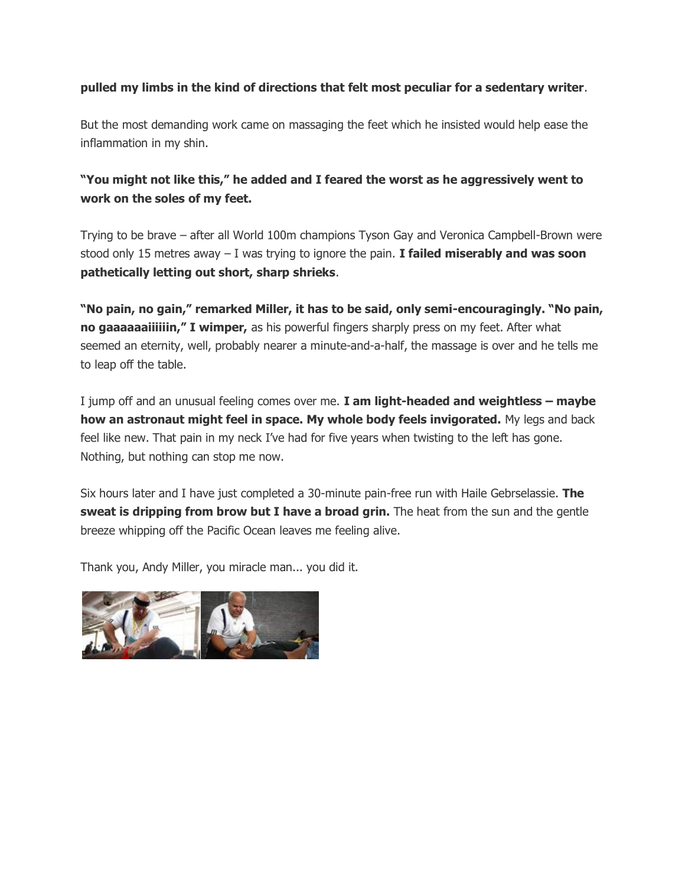**pulled my limbs in the kind of directions that felt most peculiar for a sedentary writer**.

But the most demanding work came on massaging the feet which he insisted would help ease the inflammation in my shin.

**"You might not like this," he added and I feared the worst as he aggressively went to work on the soles of my feet.**

Trying to be brave – after all World 100m champions Tyson Gay and Veronica Campbell-Brown were stood only 15 metres away – I was trying to ignore the pain. **I failed miserably and was soon pathetically letting out short, sharp shrieks**.

**"No pain, no gain," remarked Miller, it has to be said, only semi-encouragingly. "No pain, no gaaaaaaiiiiiin," I wimper,** as his powerful fingers sharply press on my feet. After what seemed an eternity, well, probably nearer a minute-and-a-half, the massage is over and he tells me to leap off the table.

I jump off and an unusual feeling comes over me. **I am light-headed and weightless – maybe how an astronaut might feel in space. My whole body feels invigorated.** My legs and back feel like new. That pain in my neck I've had for five years when twisting to the left has gone. Nothing, but nothing can stop me now.

Six hours later and I have just completed a 30-minute pain-free run with Haile Gebrselassie. **The sweat is dripping from brow but I have a broad grin.** The heat from the sun and the gentle breeze whipping off the Pacific Ocean leaves me feeling alive.

Thank you, Andy Miller, you miracle man... you did it.